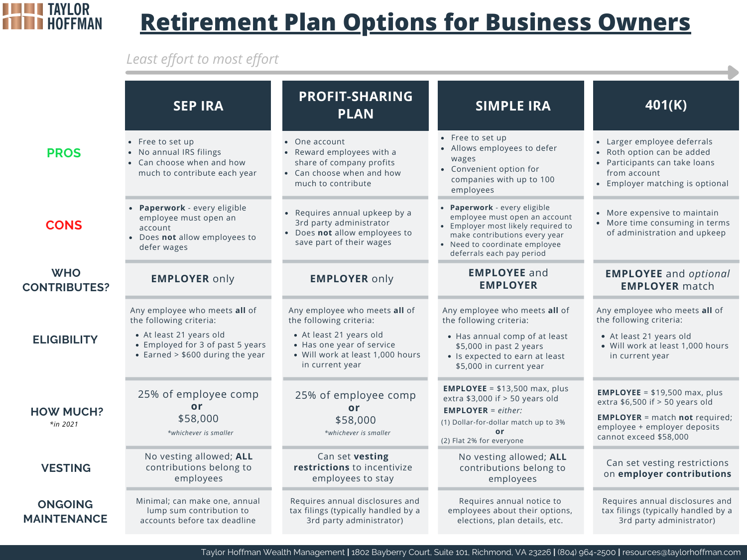TAYLOR HOFFMAN

# Retirement Plan Options for Business Owners

*Least effort to most effort*

| | SEP IRA | PROFIT-SHARING PLAN | SIMPLE IRA | 401(K) |
|---|---|---|---|---|
| **PROS** | • Free to set up<br>• No annual IRS filings<br>• Can choose when and how much to contribute each year | • One account<br>• Reward employees with a share of company profits<br>• Can choose when and how much to contribute | • Free to set up<br>• Allows employees to defer wages<br>• Convenient option for companies with up to 100 employees | • Larger employee deferrals<br>• Roth option can be added<br>• Participants can take loans from account<br>• Employer matching is optional |
| **CONS** | • **Paperwork** - every eligible employee must open an account<br>• Does **not** allow employees to defer wages | • Requires annual upkeep by a 3rd party administrator<br>• Does **not** allow employees to save part of their wages | • **Paperwork** - every eligible employee must open an account<br>• Employer most likely required to make contributions every year<br>• Need to coordinate employee deferrals each pay period | • More expensive to maintain<br>• More time consuming in terms of administration and upkeep |
| **WHO CONTRIBUTES?** | **EMPLOYER** only | **EMPLOYER** only | **EMPLOYEE** and **EMPLOYER** | **EMPLOYEE** and *optional* **EMPLOYER** match |
| **ELIGIBILITY** | Any employee who meets **all** of the following criteria:<br>• At least 21 years old<br>• Employed for 3 of past 5 years<br>• Earned > $600 during the year | Any employee who meets **all** of the following criteria:<br>• At least 21 years old<br>• Has one year of service<br>• Will work at least 1,000 hours in current year | Any employee who meets **all** of the following criteria:<br>• Has annual comp of at least $5,000 in past 2 years<br>• Is expected to earn at least $5,000 in current year | Any employee who meets **all** of the following criteria:<br>• At least 21 years old<br>• Will work at least 1,000 hours in current year |
| **HOW MUCH?** *\*in 2021* | 25% of employee comp **or** $58,000<br>*\*whichever is smaller* | 25% of employee comp **or** $58,000<br>*\*whichever is smaller* | **EMPLOYEE** = $13,500 max, plus extra $3,000 if > 50 years old<br>**EMPLOYER** = *either:*<br>(1) Dollar-for-dollar match up to 3%<br>**or**<br>(2) Flat 2% for everyone | **EMPLOYEE** = $19,500 max, plus extra $6,500 if > 50 years old<br>**EMPLOYER** = match **not** required; employee + employer deposits cannot exceed $58,000 |
| **VESTING** | No vesting allowed; **ALL** contributions belong to employees | Can set **vesting restrictions** to incentivize employees to stay | No vesting allowed; **ALL** contributions belong to employees | Can set vesting restrictions on **employer contributions** |
| **ONGOING MAINTENANCE** | Minimal; can make one, annual lump sum contribution to accounts before tax deadline | Requires annual disclosures and tax filings (typically handled by a 3rd party administrator) | Requires annual notice to employees about their options, elections, plan details, etc. | Requires annual disclosures and tax filings (typically handled by a 3rd party administrator) |

Taylor Hoffman Wealth Management | 1802 Bayberry Court, Suite 101, Richmond, VA 23226 | (804) 964-2500 | resources@taylorhoffman.com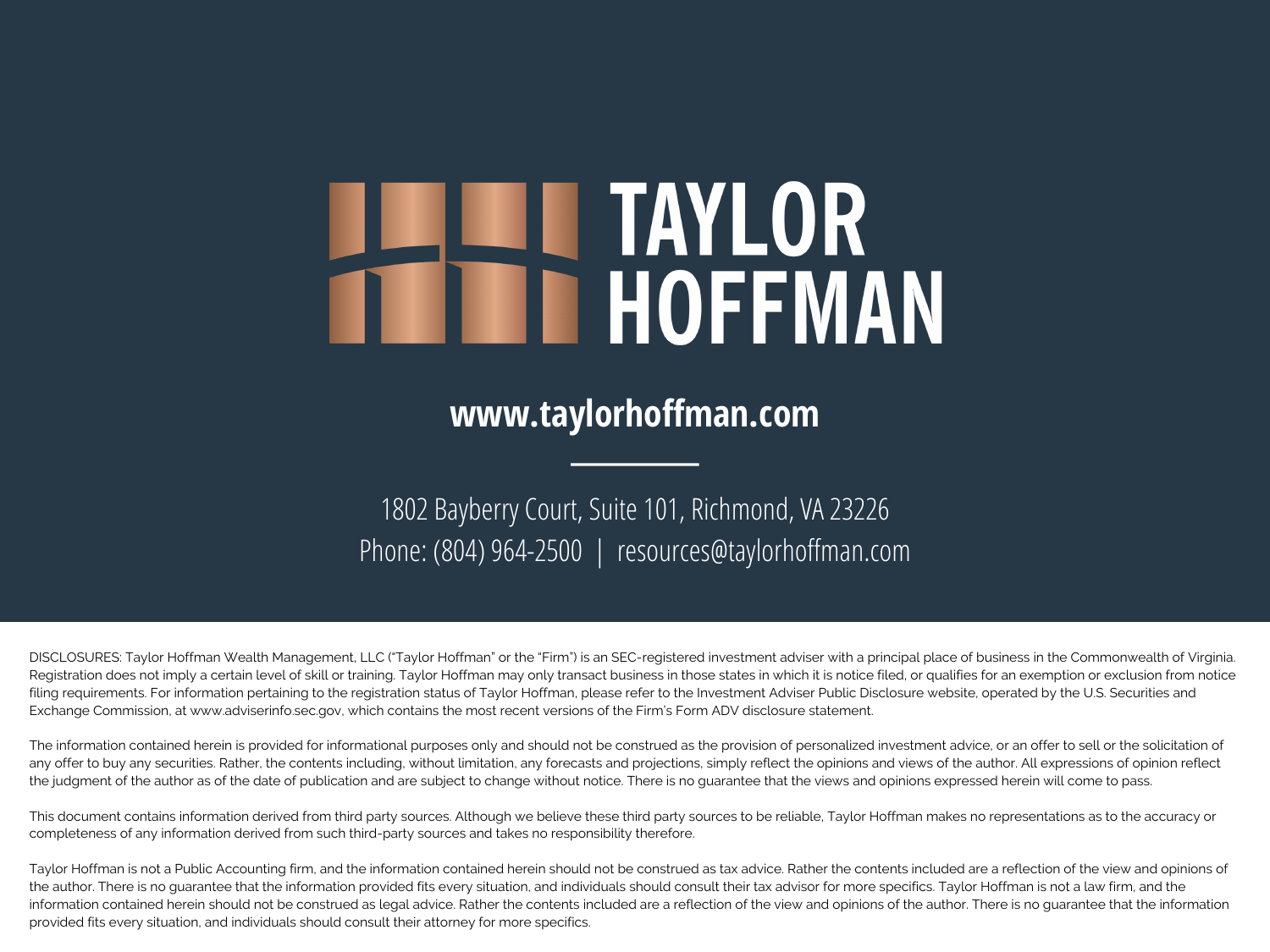# TAYLOR HOFFMAN

**www.taylorhoffman.com**

1802 Bayberry Court, Suite 101, Richmond, VA 23226
Phone: (804) 964-2500 | resources@taylorhoffman.com

DISCLOSURES: Taylor Hoffman Wealth Management, LLC ("Taylor Hoffman" or the "Firm") is an SEC-registered investment adviser with a principal place of business in the Commonwealth of Virginia. Registration does not imply a certain level of skill or training. Taylor Hoffman may only transact business in those states in which it is notice filed, or qualifies for an exemption or exclusion from notice filing requirements. For information pertaining to the registration status of Taylor Hoffman, please refer to the Investment Adviser Public Disclosure website, operated by the U.S. Securities and Exchange Commission, at www.adviserinfo.sec.gov, which contains the most recent versions of the Firm's Form ADV disclosure statement.

The information contained herein is provided for informational purposes only and should not be construed as the provision of personalized investment advice, or an offer to sell or the solicitation of any offer to buy any securities. Rather, the contents including, without limitation, any forecasts and projections, simply reflect the opinions and views of the author. All expressions of opinion reflect the judgment of the author as of the date of publication and are subject to change without notice. There is no guarantee that the views and opinions expressed herein will come to pass.

This document contains information derived from third party sources. Although we believe these third party sources to be reliable, Taylor Hoffman makes no representations as to the accuracy or completeness of any information derived from such third-party sources and takes no responsibility therefore.

Taylor Hoffman is not a Public Accounting firm, and the information contained herein should not be construed as tax advice. Rather the contents included are a reflection of the view and opinions of the author. There is no guarantee that the information provided fits every situation, and individuals should consult their tax advisor for more specifics. Taylor Hoffman is not a law firm, and the information contained herein should not be construed as legal advice. Rather the contents included are a reflection of the view and opinions of the author. There is no guarantee that the information provided fits every situation, and individuals should consult their attorney for more specifics.